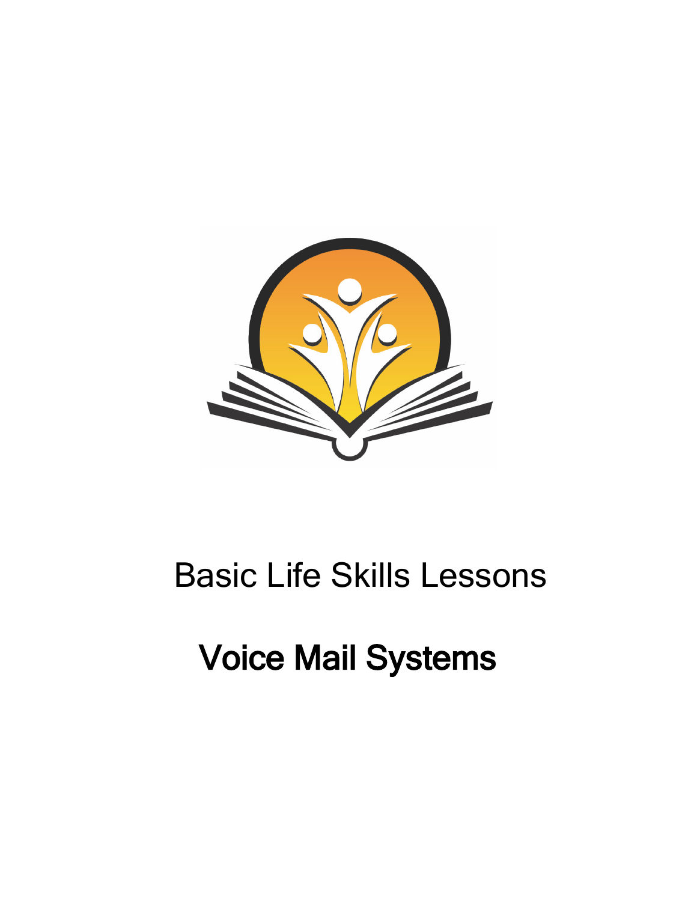Basic Life Skills Lessons

# Voice Mail Systems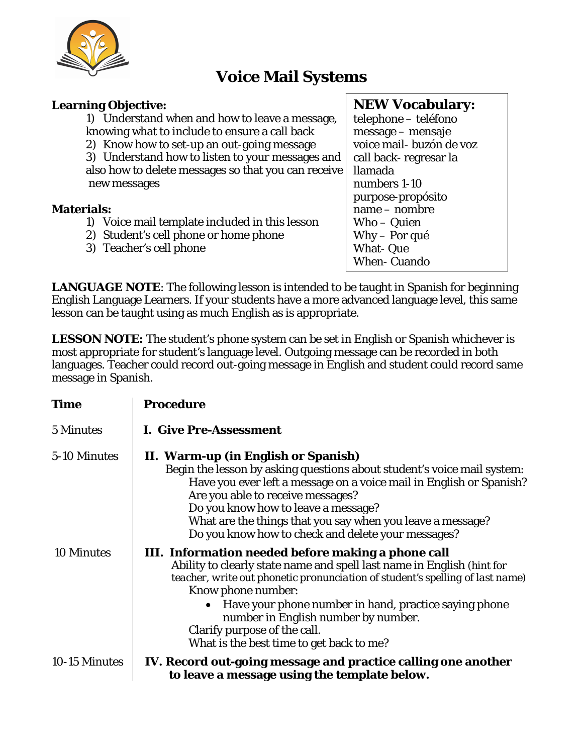# Voice Mail Systems

**Learning Objective:**

1) Understand when and how to leave a message, knowing what to include to ensure a call back
2) Know how to set-up an out-going message
3) Understand how to listen to your messages and also how to delete messages so that you can receive new messages

**Materials:**

1) Voice mail template included in this lesson
2) Student's cell phone or home phone
3) Teacher's cell phone

**NEW Vocabulary:**

telephone – teléfono
message – mensaje
voice mail- buzón de voz
call back- regresar la llamada
numbers 1-10
purpose-propósito
name – nombre
Who – Quien
Why – Por qué
What- Que
When- Cuando

**LANGUAGE NOTE**: The following lesson is intended to be taught in Spanish for beginning English Language Learners. If your students have a more advanced language level, this same lesson can be taught using as much English as is appropriate.

**LESSON NOTE:** The student's phone system can be set in English or Spanish whichever is most appropriate for student's language level. Outgoing message can be recorded in both languages. Teacher could record out-going message in English and student could record same message in Spanish.

| **Time** | **Procedure** |
|---|---|
| 5 Minutes | **I. Give Pre-Assessment** |
| 5-10 Minutes | **II. Warm-up (in English or Spanish)**<br>Begin the lesson by asking questions about student's voice mail system:<br>Have you ever left a message on a voice mail in English or Spanish?<br>Are you able to receive messages?<br>Do you know how to leave a message?<br>What are the things that you say when you leave a message?<br>Do you know how to check and delete your messages? |
| 10 Minutes | **III. Information needed before making a phone call**<br>Ability to clearly state name and spell last name in English *(hint for teacher, write out phonetic pronunciation of student's spelling of last name)*<br>Know phone number:<br>• Have your phone number in hand, practice saying phone number in English number by number.<br>Clarify purpose of the call.<br>What is the best time to get back to me? |
| 10-15 Minutes | **IV. Record out-going message and practice calling one another to leave a message using the template below.** |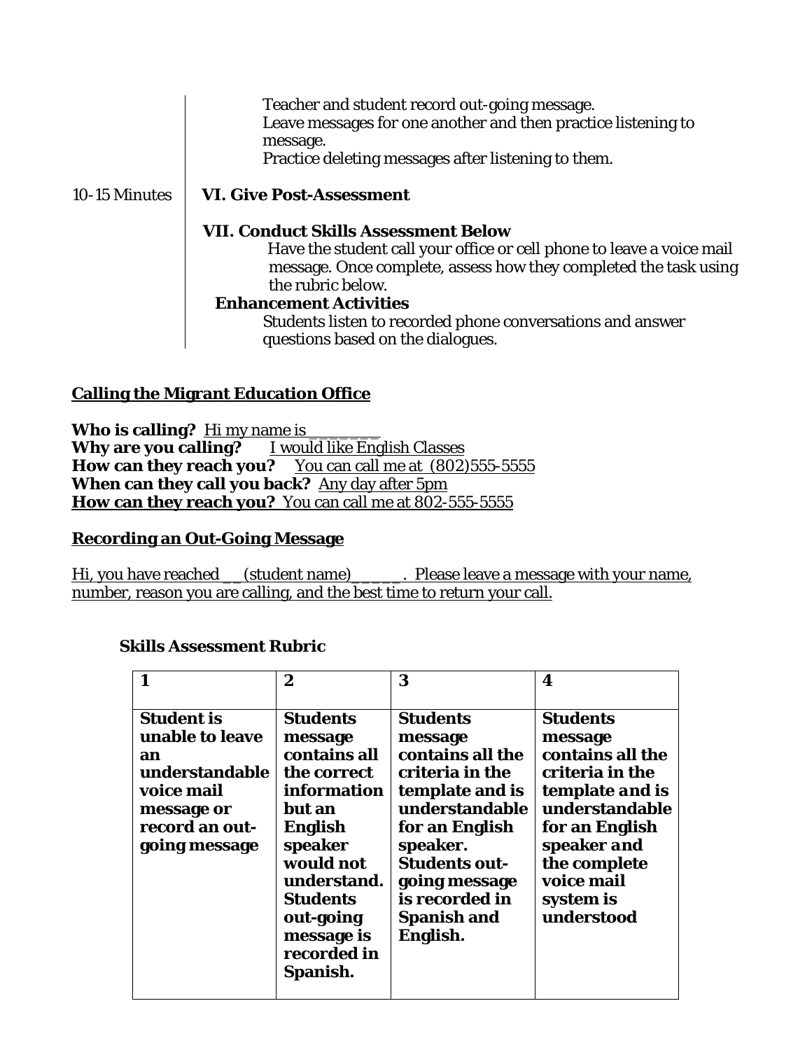Teacher and student record out-going message.
Leave messages for one another and then practice listening to message.
Practice deleting messages after listening to them.

10-15 Minutes **VI. Give Post-Assessment**

**VII. Conduct Skills Assessment Below**

Have the student call your office or cell phone to leave a voice mail message. Once complete, assess how they completed the task using the rubric below.

**Enhancement Activities**

Students listen to recorded phone conversations and answer questions based on the dialogues.

## Calling the Migrant Education Office

**Who is calling?** Hi my name is ________
**Why are you calling?** I would like English Classes
**How can they reach you?** You can call me at (802)555-5555
**When can they call you back?** Any day after 5pm
**How can they reach you?** You can call me at 802-555-5555

## Recording an Out-Going Message

Hi, you have reached __(student name)______. Please leave a message with your name, number, reason you are calling, and the best time to return your call.

### Skills Assessment Rubric

| 1 | 2 | 3 | 4 |
|---|---|---|---|
| **Student is unable to leave an understandable voice mail message or record an out-going message** | **Students message contains all the correct information but an English speaker would not understand. Students out-going message is recorded in Spanish.** | **Students message contains all the criteria in the template and is understandable for an English speaker. Students out-going message is recorded in Spanish and English.** | **Students message contains all the criteria in the template and is understandable for an English speaker and the complete voice mail system is understood** |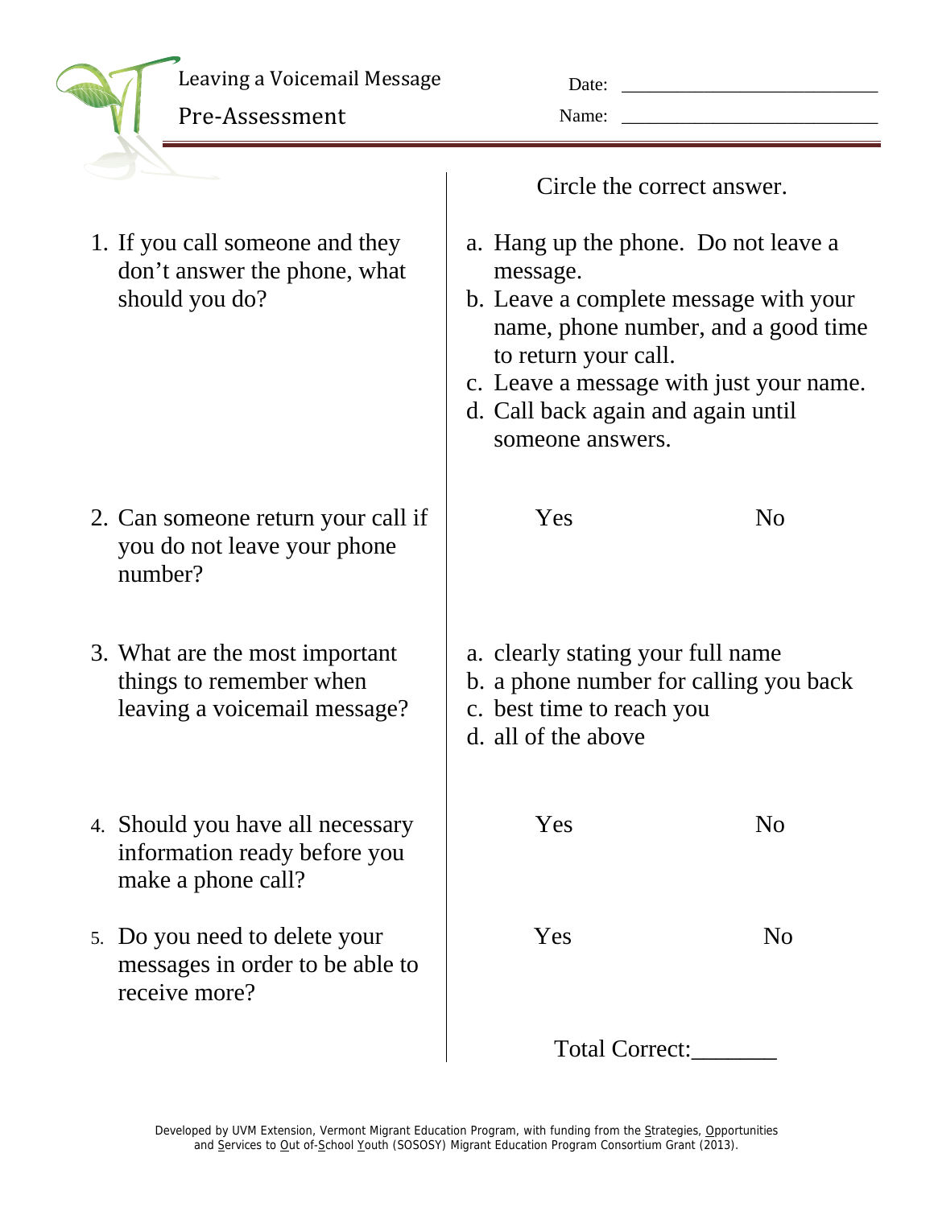Leaving a Voicemail Message

Pre-Assessment

Date: ___________________________

Name: ___________________________

Circle the correct answer.

1. If you call someone and they don't answer the phone, what should you do?
   a. Hang up the phone. Do not leave a message.
   b. Leave a complete message with your name, phone number, and a good time to return your call.
   c. Leave a message with just your name.
   d. Call back again and again until someone answers.

2. Can someone return your call if you do not leave your phone number?

   Yes &nbsp;&nbsp;&nbsp;&nbsp; No

3. What are the most important things to remember when leaving a voicemail message?
   a. clearly stating your full name
   b. a phone number for calling you back
   c. best time to reach you
   d. all of the above

4. Should you have all necessary information ready before you make a phone call?

   Yes &nbsp;&nbsp;&nbsp;&nbsp; No

5. Do you need to delete your messages in order to be able to receive more?

   Yes &nbsp;&nbsp;&nbsp;&nbsp; No

Total Correct:_______

Developed by UVM Extension, Vermont Migrant Education Program, with funding from the Strategies, Opportunities and Services to Out of-School Youth (SOSOSY) Migrant Education Program Consortium Grant (2013).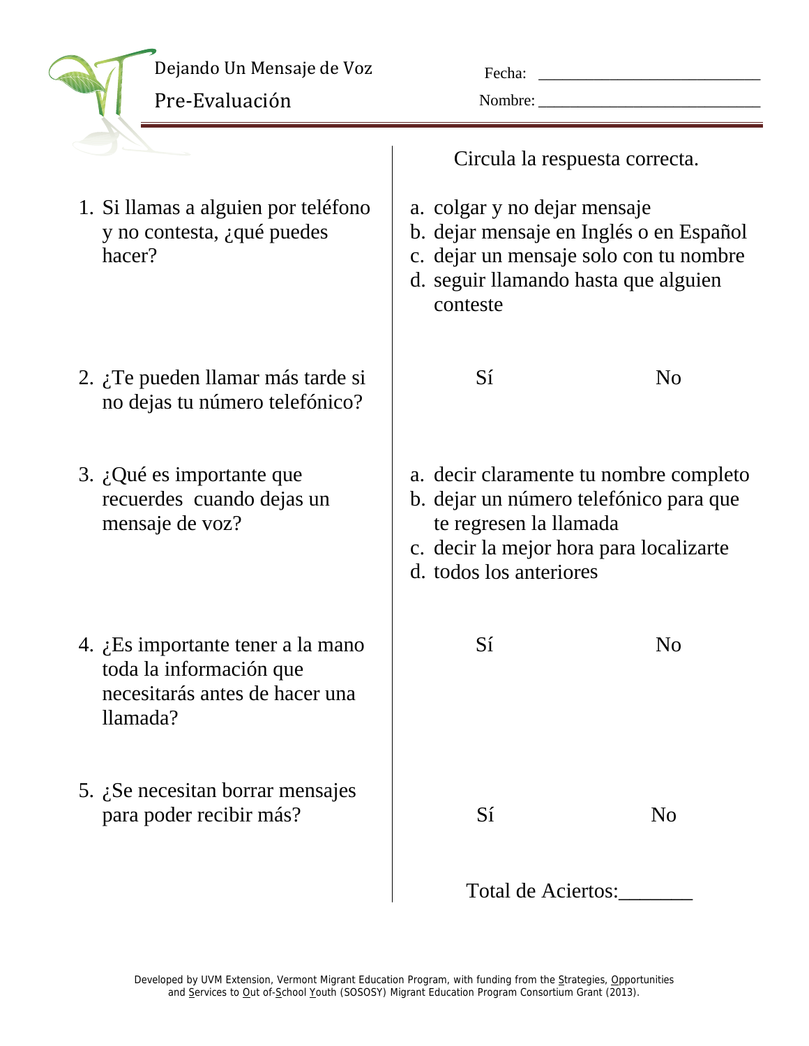# Dejando Un Mensaje de Voz

## Pre-Evaluación

Fecha: ___________________________

Nombre: ___________________________

Circula la respuesta correcta.

1. Si llamas a alguien por teléfono y no contesta, ¿qué puedes hacer?

   a. colgar y no dejar mensaje
   b. dejar mensaje en Inglés o en Español
   c. dejar un mensaje solo con tu nombre
   d. seguir llamando hasta que alguien conteste

2. ¿Te pueden llamar más tarde si no dejas tu número telefónico?

   Sí &nbsp;&nbsp;&nbsp;&nbsp; No

3. ¿Qué es importante que recuerdes cuando dejas un mensaje de voz?

   a. decir claramente tu nombre completo
   b. dejar un número telefónico para que te regresen la llamada
   c. decir la mejor hora para localizarte
   d. todos los anteriores

4. ¿Es importante tener a la mano toda la información que necesitarás antes de hacer una llamada?

   Sí &nbsp;&nbsp;&nbsp;&nbsp; No

5. ¿Se necesitan borrar mensajes para poder recibir más?

   Sí &nbsp;&nbsp;&nbsp;&nbsp; No

Total de Aciertos:_______

Developed by UVM Extension, Vermont Migrant Education Program, with funding from the Strategies, Opportunities and Services to Out of-School Youth (SOSOSY) Migrant Education Program Consortium Grant (2013).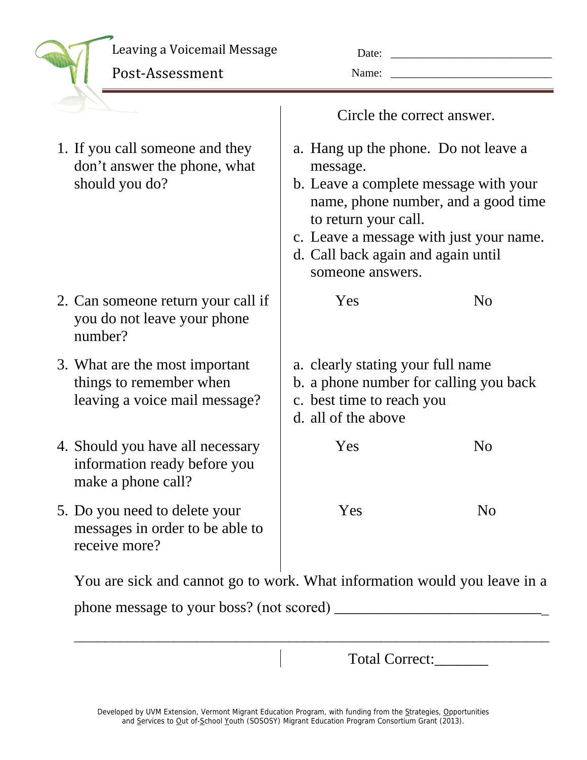# Leaving a Voicemail Message

## Post-Assessment

Date: ______________________

Name: ______________________

Circle the correct answer.

1. If you call someone and they don't answer the phone, what should you do?
   a. Hang up the phone. Do not leave a message.
   b. Leave a complete message with your name, phone number, and a good time to return your call.
   c. Leave a message with just your name.
   d. Call back again and again until someone answers.

2. Can someone return your call if you do not leave your phone number?

   Yes No

3. What are the most important things to remember when leaving a voice mail message?
   a. clearly stating your full name
   b. a phone number for calling you back
   c. best time to reach you
   d. all of the above

4. Should you have all necessary information ready before you make a phone call?

   Yes No

5. Do you need to delete your messages in order to be able to receive more?

   Yes No

You are sick and cannot go to work. What information would you leave in a phone message to your boss? (not scored) ____________________________

______________________________________________________________________

Total Correct:_______

Developed by UVM Extension, Vermont Migrant Education Program, with funding from the Strategies, Opportunities and Services to Out of-School Youth (SOSOSY) Migrant Education Program Consortium Grant (2013).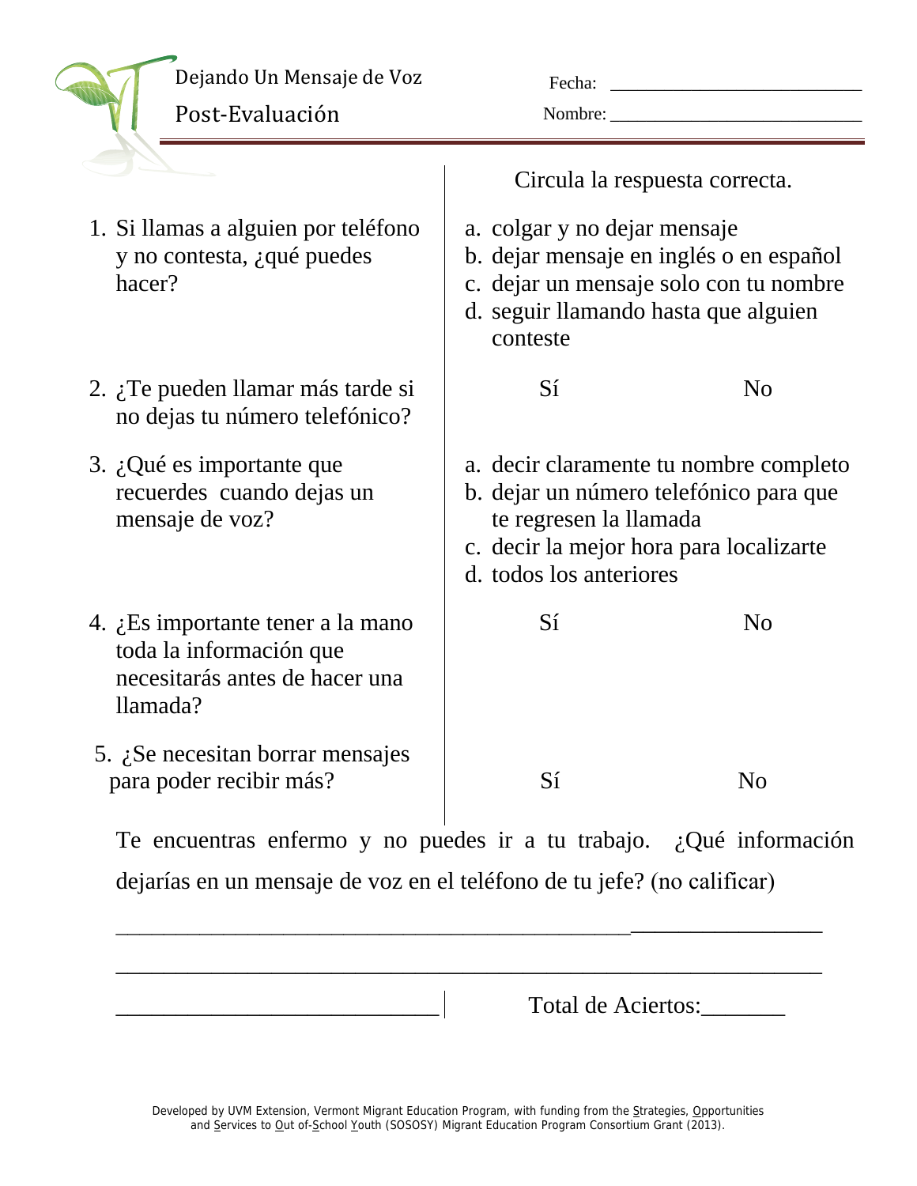Dejando Un Mensaje de Voz

Post-Evaluación

Fecha: ___________________________

Nombre: ___________________________

Circula la respuesta correcta.

1. Si llamas a alguien por teléfono y no contesta, ¿qué puedes hacer?
   a. colgar y no dejar mensaje
   b. dejar mensaje en inglés o en español
   c. dejar un mensaje solo con tu nombre
   d. seguir llamando hasta que alguien conteste

2. ¿Te pueden llamar más tarde si no dejas tu número telefónico?
   Sí    No

3. ¿Qué es importante que recuerdes cuando dejas un mensaje de voz?
   a. decir claramente tu nombre completo
   b. dejar un número telefónico para que te regresen la llamada
   c. decir la mejor hora para localizarte
   d. todos los anteriores

4. ¿Es importante tener a la mano toda la información que necesitarás antes de hacer una llamada?
   Sí    No

5. ¿Se necesitan borrar mensajes para poder recibir más?
   Sí    No

Te encuentras enfermo y no puedes ir a tu trabajo. ¿Qué información dejarías en un mensaje de voz en el teléfono de tu jefe? (no calificar)

_____________________________________________________________

_____________________________________________________________

___________________________

Total de Aciertos:_______

Developed by UVM Extension, Vermont Migrant Education Program, with funding from the Strategies, Opportunities and Services to Out of-School Youth (SOSOSY) Migrant Education Program Consortium Grant (2013).